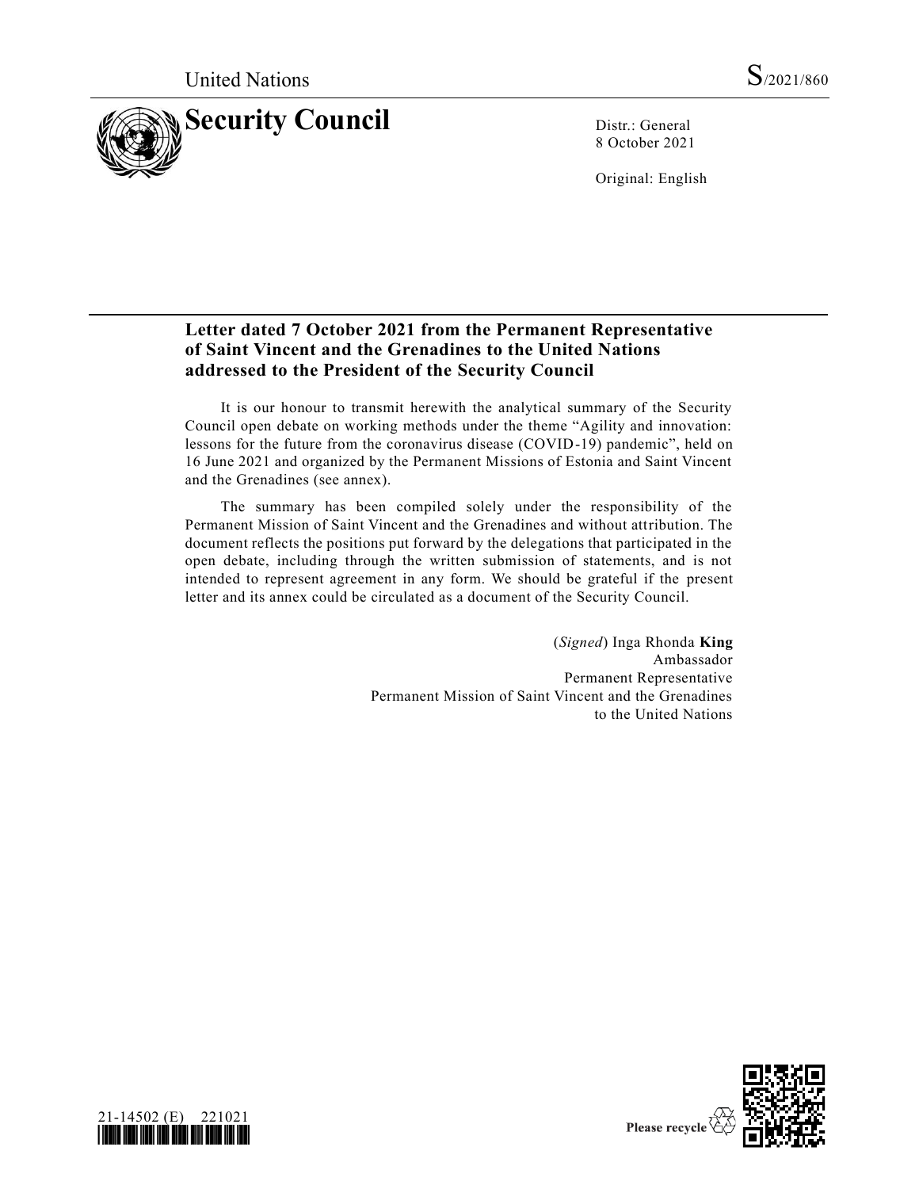United Nations S/2021/860

# Security Council

Distr.: General
8 October 2021

Original: English

**Letter dated 7 October 2021 from the Permanent Representative of Saint Vincent and the Grenadines to the United Nations addressed to the President of the Security Council**

It is our honour to transmit herewith the analytical summary of the Security Council open debate on working methods under the theme "Agility and innovation: lessons for the future from the coronavirus disease (COVID-19) pandemic", held on 16 June 2021 and organized by the Permanent Missions of Estonia and Saint Vincent and the Grenadines (see annex).

The summary has been compiled solely under the responsibility of the Permanent Mission of Saint Vincent and the Grenadines and without attribution. The document reflects the positions put forward by the delegations that participated in the open debate, including through the written submission of statements, and is not intended to represent agreement in any form. We should be grateful if the present letter and its annex could be circulated as a document of the Security Council.

(*Signed*) Inga Rhonda **King**
Ambassador
Permanent Representative
Permanent Mission of Saint Vincent and the Grenadines
to the United Nations

21-14502 (E) 221021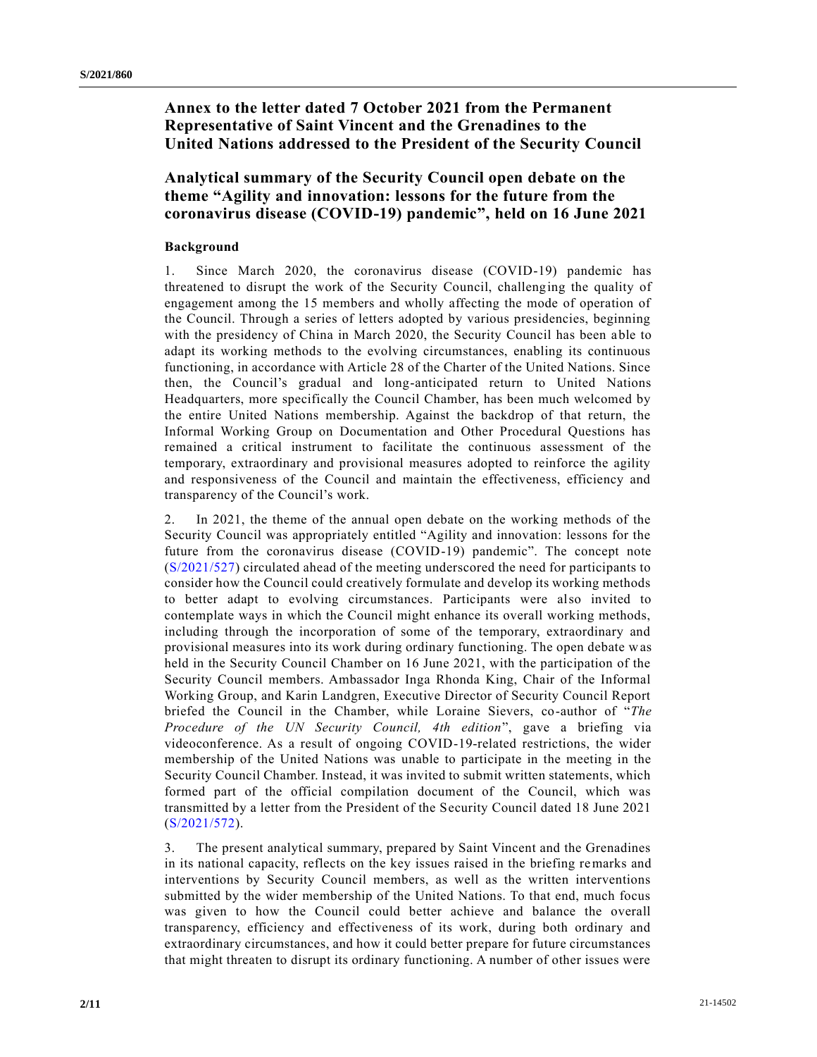# Annex to the letter dated 7 October 2021 from the Permanent Representative of Saint Vincent and the Grenadines to the United Nations addressed to the President of the Security Council

# Analytical summary of the Security Council open debate on the theme "Agility and innovation: lessons for the future from the coronavirus disease (COVID-19) pandemic", held on 16 June 2021

### Background

1. Since March 2020, the coronavirus disease (COVID-19) pandemic has threatened to disrupt the work of the Security Council, challenging the quality of engagement among the 15 members and wholly affecting the mode of operation of the Council. Through a series of letters adopted by various presidencies, beginning with the presidency of China in March 2020, the Security Council has been able to adapt its working methods to the evolving circumstances, enabling its continuous functioning, in accordance with Article 28 of the Charter of the United Nations. Since then, the Council's gradual and long-anticipated return to United Nations Headquarters, more specifically the Council Chamber, has been much welcomed by the entire United Nations membership. Against the backdrop of that return, the Informal Working Group on Documentation and Other Procedural Questions has remained a critical instrument to facilitate the continuous assessment of the temporary, extraordinary and provisional measures adopted to reinforce the agility and responsiveness of the Council and maintain the effectiveness, efficiency and transparency of the Council's work.

2. In 2021, the theme of the annual open debate on the working methods of the Security Council was appropriately entitled "Agility and innovation: lessons for the future from the coronavirus disease (COVID-19) pandemic". The concept note (S/2021/527) circulated ahead of the meeting underscored the need for participants to consider how the Council could creatively formulate and develop its working methods to better adapt to evolving circumstances. Participants were also invited to contemplate ways in which the Council might enhance its overall working methods, including through the incorporation of some of the temporary, extraordinary and provisional measures into its work during ordinary functioning. The open debate was held in the Security Council Chamber on 16 June 2021, with the participation of the Security Council members. Ambassador Inga Rhonda King, Chair of the Informal Working Group, and Karin Landgren, Executive Director of Security Council Report briefed the Council in the Chamber, while Loraine Sievers, co-author of "*The Procedure of the UN Security Council, 4th edition*", gave a briefing via videoconference. As a result of ongoing COVID-19-related restrictions, the wider membership of the United Nations was unable to participate in the meeting in the Security Council Chamber. Instead, it was invited to submit written statements, which formed part of the official compilation document of the Council, which was transmitted by a letter from the President of the Security Council dated 18 June 2021 (S/2021/572).

3. The present analytical summary, prepared by Saint Vincent and the Grenadines in its national capacity, reflects on the key issues raised in the briefing remarks and interventions by Security Council members, as well as the written interventions submitted by the wider membership of the United Nations. To that end, much focus was given to how the Council could better achieve and balance the overall transparency, efficiency and effectiveness of its work, during both ordinary and extraordinary circumstances, and how it could better prepare for future circumstances that might threaten to disrupt its ordinary functioning. A number of other issues were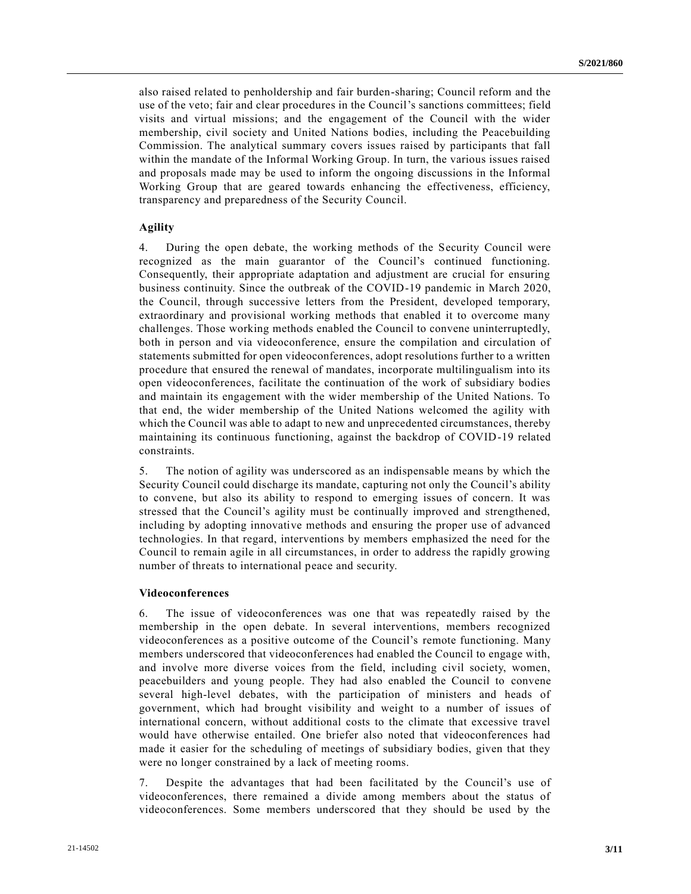also raised related to penholdership and fair burden-sharing; Council reform and the use of the veto; fair and clear procedures in the Council's sanctions committees; field visits and virtual missions; and the engagement of the Council with the wider membership, civil society and United Nations bodies, including the Peacebuilding Commission. The analytical summary covers issues raised by participants that fall within the mandate of the Informal Working Group. In turn, the various issues raised and proposals made may be used to inform the ongoing discussions in the Informal Working Group that are geared towards enhancing the effectiveness, efficiency, transparency and preparedness of the Security Council.

**Agility**

4. During the open debate, the working methods of the Security Council were recognized as the main guarantor of the Council's continued functioning. Consequently, their appropriate adaptation and adjustment are crucial for ensuring business continuity. Since the outbreak of the COVID-19 pandemic in March 2020, the Council, through successive letters from the President, developed temporary, extraordinary and provisional working methods that enabled it to overcome many challenges. Those working methods enabled the Council to convene uninterruptedly, both in person and via videoconference, ensure the compilation and circulation of statements submitted for open videoconferences, adopt resolutions further to a written procedure that ensured the renewal of mandates, incorporate multilingualism into its open videoconferences, facilitate the continuation of the work of subsidiary bodies and maintain its engagement with the wider membership of the United Nations. To that end, the wider membership of the United Nations welcomed the agility with which the Council was able to adapt to new and unprecedented circumstances, thereby maintaining its continuous functioning, against the backdrop of COVID-19 related constraints.

5. The notion of agility was underscored as an indispensable means by which the Security Council could discharge its mandate, capturing not only the Council's ability to convene, but also its ability to respond to emerging issues of concern. It was stressed that the Council's agility must be continually improved and strengthened, including by adopting innovative methods and ensuring the proper use of advanced technologies. In that regard, interventions by members emphasized the need for the Council to remain agile in all circumstances, in order to address the rapidly growing number of threats to international peace and security.

**Videoconferences**

6. The issue of videoconferences was one that was repeatedly raised by the membership in the open debate. In several interventions, members recognized videoconferences as a positive outcome of the Council's remote functioning. Many members underscored that videoconferences had enabled the Council to engage with, and involve more diverse voices from the field, including civil society, women, peacebuilders and young people. They had also enabled the Council to convene several high-level debates, with the participation of ministers and heads of government, which had brought visibility and weight to a number of issues of international concern, without additional costs to the climate that excessive travel would have otherwise entailed. One briefer also noted that videoconferences had made it easier for the scheduling of meetings of subsidiary bodies, given that they were no longer constrained by a lack of meeting rooms.

7. Despite the advantages that had been facilitated by the Council's use of videoconferences, there remained a divide among members about the status of videoconferences. Some members underscored that they should be used by the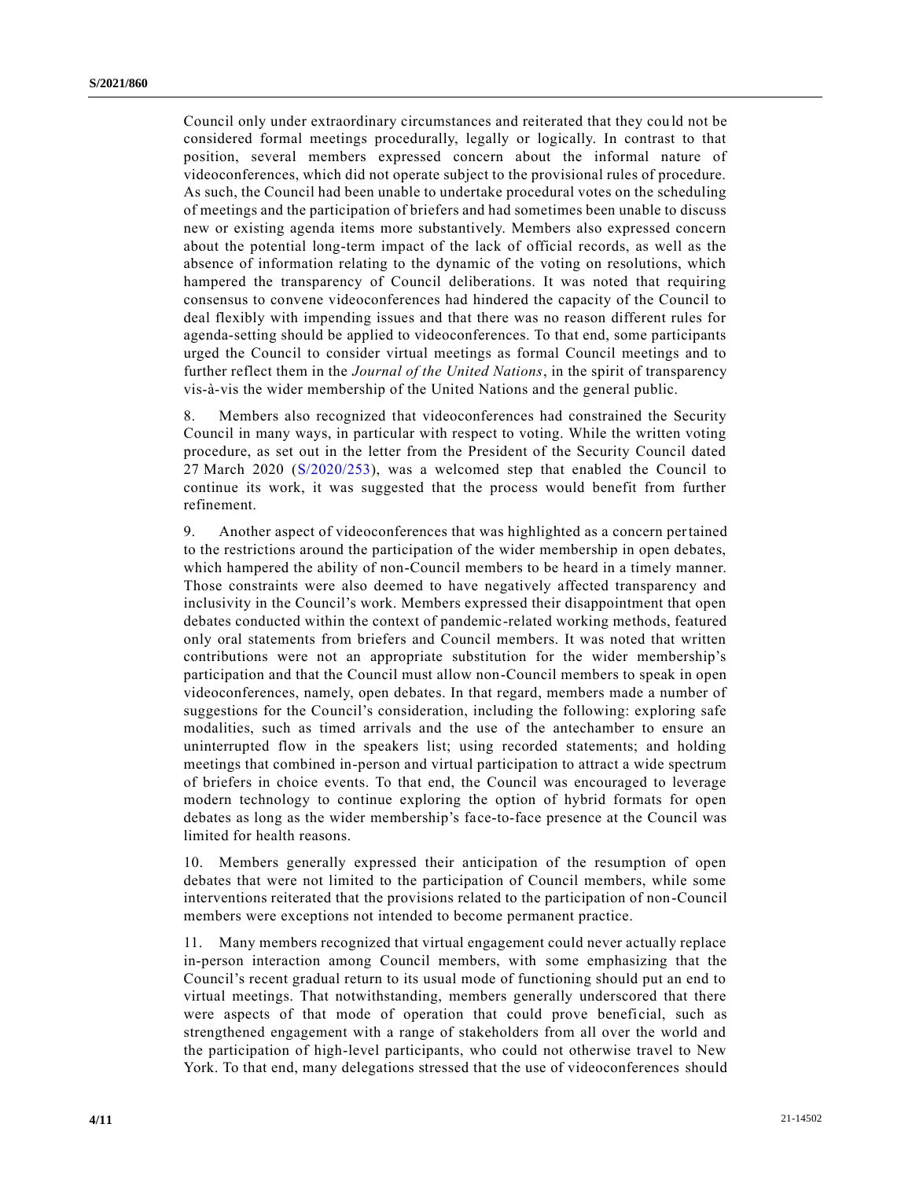Council only under extraordinary circumstances and reiterated that they could not be considered formal meetings procedurally, legally or logically. In contrast to that position, several members expressed concern about the informal nature of videoconferences, which did not operate subject to the provisional rules of procedure. As such, the Council had been unable to undertake procedural votes on the scheduling of meetings and the participation of briefers and had sometimes been unable to discuss new or existing agenda items more substantively. Members also expressed concern about the potential long-term impact of the lack of official records, as well as the absence of information relating to the dynamic of the voting on resolutions, which hampered the transparency of Council deliberations. It was noted that requiring consensus to convene videoconferences had hindered the capacity of the Council to deal flexibly with impending issues and that there was no reason different rules for agenda-setting should be applied to videoconferences. To that end, some participants urged the Council to consider virtual meetings as formal Council meetings and to further reflect them in the *Journal of the United Nations*, in the spirit of transparency vis-à-vis the wider membership of the United Nations and the general public.

8. Members also recognized that videoconferences had constrained the Security Council in many ways, in particular with respect to voting. While the written voting procedure, as set out in the letter from the President of the Security Council dated 27 March 2020 (S/2020/253), was a welcomed step that enabled the Council to continue its work, it was suggested that the process would benefit from further refinement.

9. Another aspect of videoconferences that was highlighted as a concern pertained to the restrictions around the participation of the wider membership in open debates, which hampered the ability of non-Council members to be heard in a timely manner. Those constraints were also deemed to have negatively affected transparency and inclusivity in the Council's work. Members expressed their disappointment that open debates conducted within the context of pandemic-related working methods, featured only oral statements from briefers and Council members. It was noted that written contributions were not an appropriate substitution for the wider membership's participation and that the Council must allow non-Council members to speak in open videoconferences, namely, open debates. In that regard, members made a number of suggestions for the Council's consideration, including the following: exploring safe modalities, such as timed arrivals and the use of the antechamber to ensure an uninterrupted flow in the speakers list; using recorded statements; and holding meetings that combined in-person and virtual participation to attract a wide spectrum of briefers in choice events. To that end, the Council was encouraged to leverage modern technology to continue exploring the option of hybrid formats for open debates as long as the wider membership's face-to-face presence at the Council was limited for health reasons.

10. Members generally expressed their anticipation of the resumption of open debates that were not limited to the participation of Council members, while some interventions reiterated that the provisions related to the participation of non-Council members were exceptions not intended to become permanent practice.

11. Many members recognized that virtual engagement could never actually replace in-person interaction among Council members, with some emphasizing that the Council's recent gradual return to its usual mode of functioning should put an end to virtual meetings. That notwithstanding, members generally underscored that there were aspects of that mode of operation that could prove beneficial, such as strengthened engagement with a range of stakeholders from all over the world and the participation of high-level participants, who could not otherwise travel to New York. To that end, many delegations stressed that the use of videoconferences should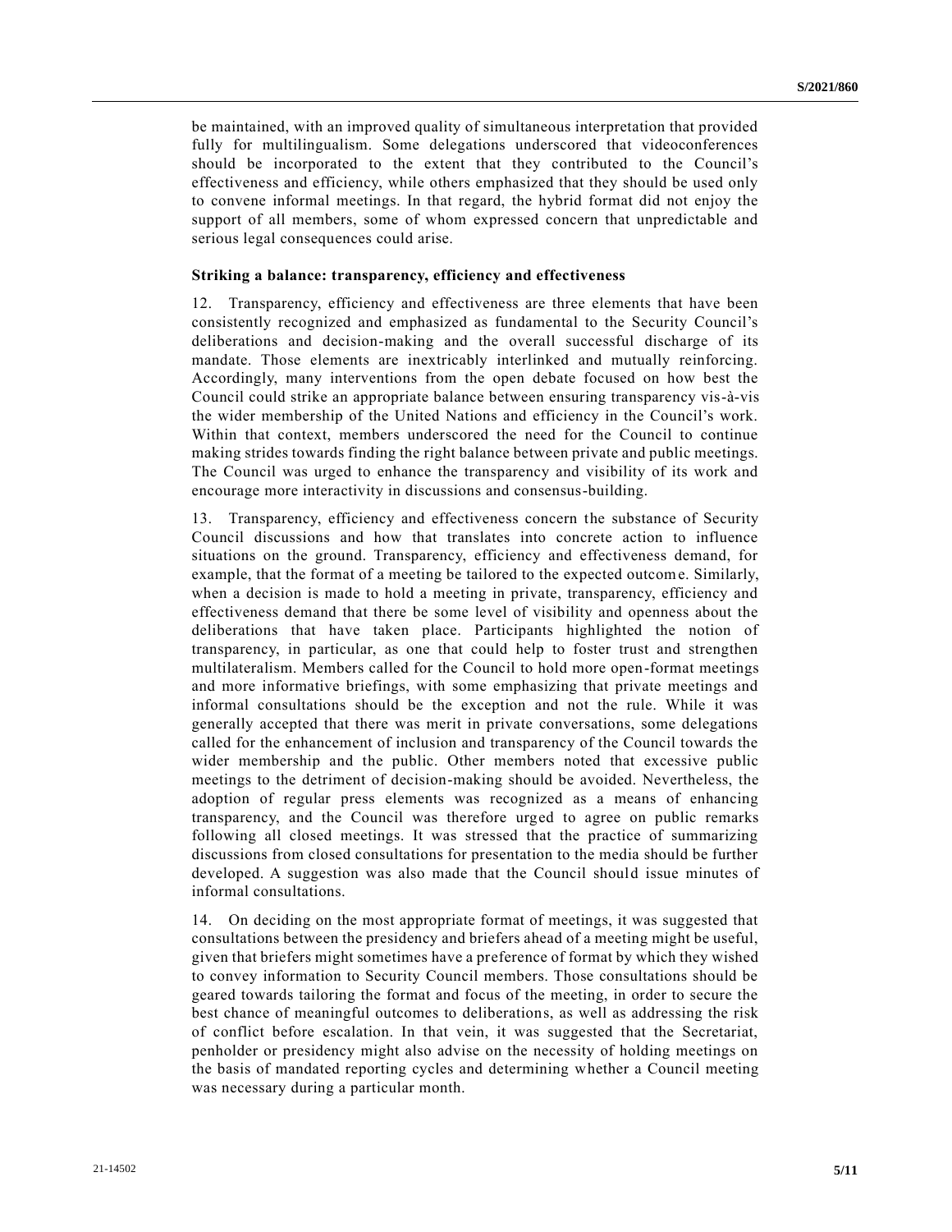be maintained, with an improved quality of simultaneous interpretation that provided fully for multilingualism. Some delegations underscored that videoconferences should be incorporated to the extent that they contributed to the Council's effectiveness and efficiency, while others emphasized that they should be used only to convene informal meetings. In that regard, the hybrid format did not enjoy the support of all members, some of whom expressed concern that unpredictable and serious legal consequences could arise.

**Striking a balance: transparency, efficiency and effectiveness**

12. Transparency, efficiency and effectiveness are three elements that have been consistently recognized and emphasized as fundamental to the Security Council's deliberations and decision-making and the overall successful discharge of its mandate. Those elements are inextricably interlinked and mutually reinforcing. Accordingly, many interventions from the open debate focused on how best the Council could strike an appropriate balance between ensuring transparency vis-à-vis the wider membership of the United Nations and efficiency in the Council's work. Within that context, members underscored the need for the Council to continue making strides towards finding the right balance between private and public meetings. The Council was urged to enhance the transparency and visibility of its work and encourage more interactivity in discussions and consensus-building.

13. Transparency, efficiency and effectiveness concern the substance of Security Council discussions and how that translates into concrete action to influence situations on the ground. Transparency, efficiency and effectiveness demand, for example, that the format of a meeting be tailored to the expected outcome. Similarly, when a decision is made to hold a meeting in private, transparency, efficiency and effectiveness demand that there be some level of visibility and openness about the deliberations that have taken place. Participants highlighted the notion of transparency, in particular, as one that could help to foster trust and strengthen multilateralism. Members called for the Council to hold more open-format meetings and more informative briefings, with some emphasizing that private meetings and informal consultations should be the exception and not the rule. While it was generally accepted that there was merit in private conversations, some delegations called for the enhancement of inclusion and transparency of the Council towards the wider membership and the public. Other members noted that excessive public meetings to the detriment of decision-making should be avoided. Nevertheless, the adoption of regular press elements was recognized as a means of enhancing transparency, and the Council was therefore urged to agree on public remarks following all closed meetings. It was stressed that the practice of summarizing discussions from closed consultations for presentation to the media should be further developed. A suggestion was also made that the Council should issue minutes of informal consultations.

14. On deciding on the most appropriate format of meetings, it was suggested that consultations between the presidency and briefers ahead of a meeting might be useful, given that briefers might sometimes have a preference of format by which they wished to convey information to Security Council members. Those consultations should be geared towards tailoring the format and focus of the meeting, in order to secure the best chance of meaningful outcomes to deliberations, as well as addressing the risk of conflict before escalation. In that vein, it was suggested that the Secretariat, penholder or presidency might also advise on the necessity of holding meetings on the basis of mandated reporting cycles and determining whether a Council meeting was necessary during a particular month.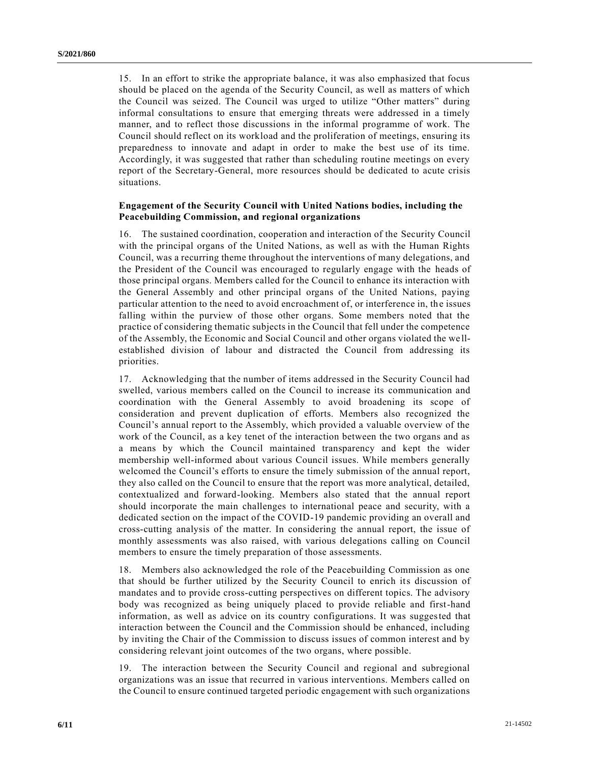15. In an effort to strike the appropriate balance, it was also emphasized that focus should be placed on the agenda of the Security Council, as well as matters of which the Council was seized. The Council was urged to utilize "Other matters" during informal consultations to ensure that emerging threats were addressed in a timely manner, and to reflect those discussions in the informal programme of work. The Council should reflect on its workload and the proliferation of meetings, ensuring its preparedness to innovate and adapt in order to make the best use of its time. Accordingly, it was suggested that rather than scheduling routine meetings on every report of the Secretary-General, more resources should be dedicated to acute crisis situations.

### Engagement of the Security Council with United Nations bodies, including the Peacebuilding Commission, and regional organizations

16. The sustained coordination, cooperation and interaction of the Security Council with the principal organs of the United Nations, as well as with the Human Rights Council, was a recurring theme throughout the interventions of many delegations, and the President of the Council was encouraged to regularly engage with the heads of those principal organs. Members called for the Council to enhance its interaction with the General Assembly and other principal organs of the United Nations, paying particular attention to the need to avoid encroachment of, or interference in, the issues falling within the purview of those other organs. Some members noted that the practice of considering thematic subjects in the Council that fell under the competence of the Assembly, the Economic and Social Council and other organs violated the well-established division of labour and distracted the Council from addressing its priorities.

17. Acknowledging that the number of items addressed in the Security Council had swelled, various members called on the Council to increase its communication and coordination with the General Assembly to avoid broadening its scope of consideration and prevent duplication of efforts. Members also recognized the Council's annual report to the Assembly, which provided a valuable overview of the work of the Council, as a key tenet of the interaction between the two organs and as a means by which the Council maintained transparency and kept the wider membership well-informed about various Council issues. While members generally welcomed the Council's efforts to ensure the timely submission of the annual report, they also called on the Council to ensure that the report was more analytical, detailed, contextualized and forward-looking. Members also stated that the annual report should incorporate the main challenges to international peace and security, with a dedicated section on the impact of the COVID-19 pandemic providing an overall and cross-cutting analysis of the matter. In considering the annual report, the issue of monthly assessments was also raised, with various delegations calling on Council members to ensure the timely preparation of those assessments.

18. Members also acknowledged the role of the Peacebuilding Commission as one that should be further utilized by the Security Council to enrich its discussion of mandates and to provide cross-cutting perspectives on different topics. The advisory body was recognized as being uniquely placed to provide reliable and first-hand information, as well as advice on its country configurations. It was suggested that interaction between the Council and the Commission should be enhanced, including by inviting the Chair of the Commission to discuss issues of common interest and by considering relevant joint outcomes of the two organs, where possible.

19. The interaction between the Security Council and regional and subregional organizations was an issue that recurred in various interventions. Members called on the Council to ensure continued targeted periodic engagement with such organizations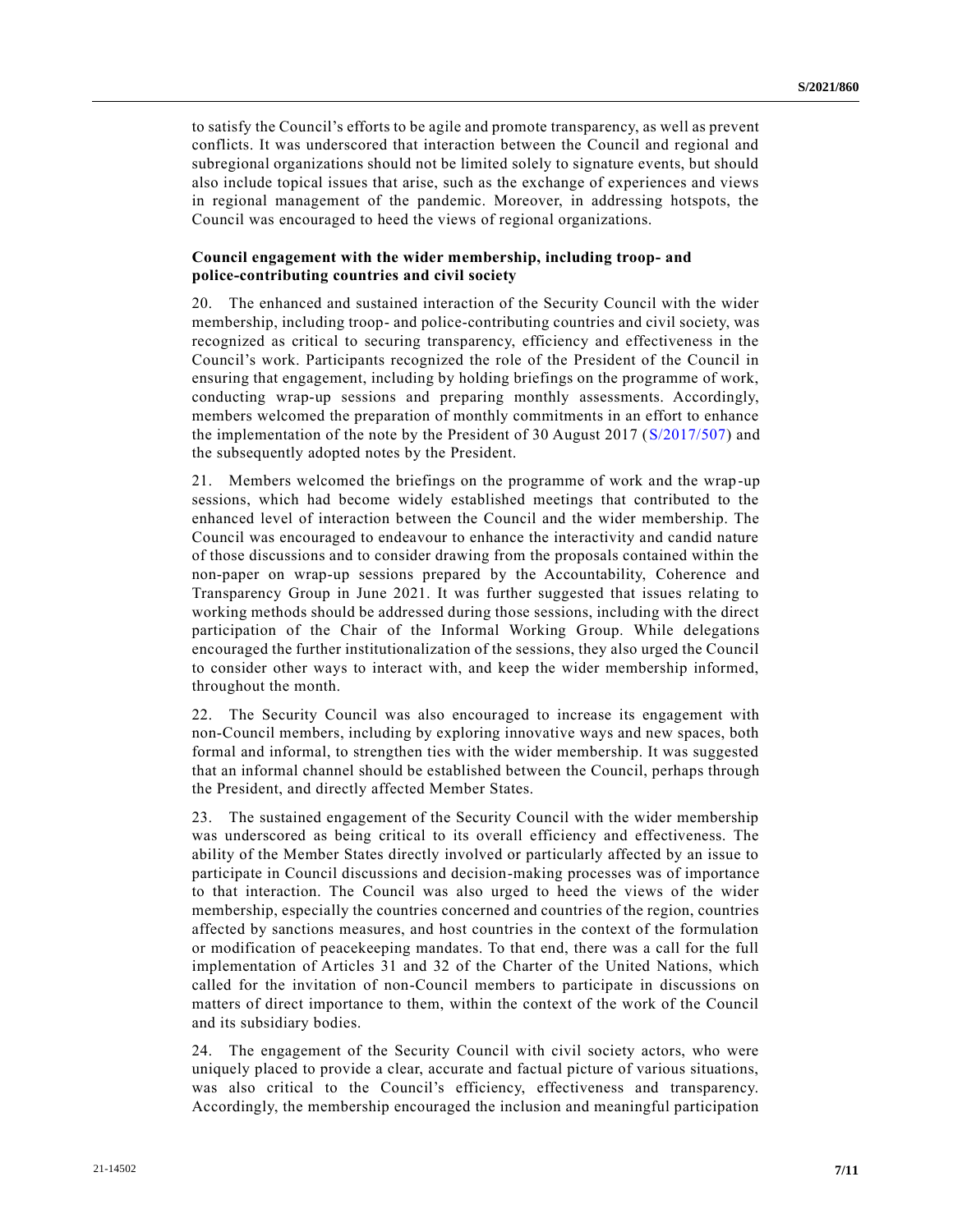to satisfy the Council's efforts to be agile and promote transparency, as well as prevent conflicts. It was underscored that interaction between the Council and regional and subregional organizations should not be limited solely to signature events, but should also include topical issues that arise, such as the exchange of experiences and views in regional management of the pandemic. Moreover, in addressing hotspots, the Council was encouraged to heed the views of regional organizations.

**Council engagement with the wider membership, including troop- and police-contributing countries and civil society**

20. The enhanced and sustained interaction of the Security Council with the wider membership, including troop- and police-contributing countries and civil society, was recognized as critical to securing transparency, efficiency and effectiveness in the Council's work. Participants recognized the role of the President of the Council in ensuring that engagement, including by holding briefings on the programme of work, conducting wrap-up sessions and preparing monthly assessments. Accordingly, members welcomed the preparation of monthly commitments in an effort to enhance the implementation of the note by the President of 30 August 2017 (S/2017/507) and the subsequently adopted notes by the President.

21. Members welcomed the briefings on the programme of work and the wrap-up sessions, which had become widely established meetings that contributed to the enhanced level of interaction between the Council and the wider membership. The Council was encouraged to endeavour to enhance the interactivity and candid nature of those discussions and to consider drawing from the proposals contained within the non-paper on wrap-up sessions prepared by the Accountability, Coherence and Transparency Group in June 2021. It was further suggested that issues relating to working methods should be addressed during those sessions, including with the direct participation of the Chair of the Informal Working Group. While delegations encouraged the further institutionalization of the sessions, they also urged the Council to consider other ways to interact with, and keep the wider membership informed, throughout the month.

22. The Security Council was also encouraged to increase its engagement with non-Council members, including by exploring innovative ways and new spaces, both formal and informal, to strengthen ties with the wider membership. It was suggested that an informal channel should be established between the Council, perhaps through the President, and directly affected Member States.

23. The sustained engagement of the Security Council with the wider membership was underscored as being critical to its overall efficiency and effectiveness. The ability of the Member States directly involved or particularly affected by an issue to participate in Council discussions and decision-making processes was of importance to that interaction. The Council was also urged to heed the views of the wider membership, especially the countries concerned and countries of the region, countries affected by sanctions measures, and host countries in the context of the formulation or modification of peacekeeping mandates. To that end, there was a call for the full implementation of Articles 31 and 32 of the Charter of the United Nations, which called for the invitation of non-Council members to participate in discussions on matters of direct importance to them, within the context of the work of the Council and its subsidiary bodies.

24. The engagement of the Security Council with civil society actors, who were uniquely placed to provide a clear, accurate and factual picture of various situations, was also critical to the Council's efficiency, effectiveness and transparency. Accordingly, the membership encouraged the inclusion and meaningful participation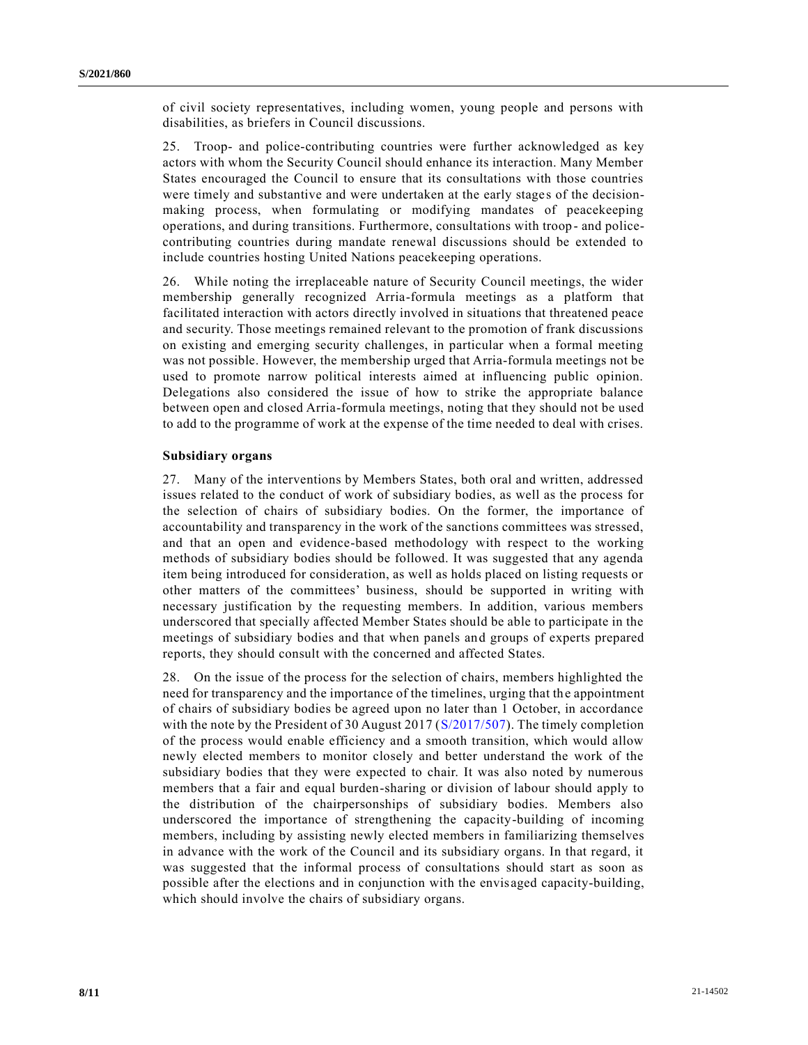of civil society representatives, including women, young people and persons with disabilities, as briefers in Council discussions.

25. Troop- and police-contributing countries were further acknowledged as key actors with whom the Security Council should enhance its interaction. Many Member States encouraged the Council to ensure that its consultations with those countries were timely and substantive and were undertaken at the early stages of the decision-making process, when formulating or modifying mandates of peacekeeping operations, and during transitions. Furthermore, consultations with troop- and police-contributing countries during mandate renewal discussions should be extended to include countries hosting United Nations peacekeeping operations.

26. While noting the irreplaceable nature of Security Council meetings, the wider membership generally recognized Arria-formula meetings as a platform that facilitated interaction with actors directly involved in situations that threatened peace and security. Those meetings remained relevant to the promotion of frank discussions on existing and emerging security challenges, in particular when a formal meeting was not possible. However, the membership urged that Arria-formula meetings not be used to promote narrow political interests aimed at influencing public opinion. Delegations also considered the issue of how to strike the appropriate balance between open and closed Arria-formula meetings, noting that they should not be used to add to the programme of work at the expense of the time needed to deal with crises.

**Subsidiary organs**

27. Many of the interventions by Members States, both oral and written, addressed issues related to the conduct of work of subsidiary bodies, as well as the process for the selection of chairs of subsidiary bodies. On the former, the importance of accountability and transparency in the work of the sanctions committees was stressed, and that an open and evidence-based methodology with respect to the working methods of subsidiary bodies should be followed. It was suggested that any agenda item being introduced for consideration, as well as holds placed on listing requests or other matters of the committees' business, should be supported in writing with necessary justification by the requesting members. In addition, various members underscored that specially affected Member States should be able to participate in the meetings of subsidiary bodies and that when panels and groups of experts prepared reports, they should consult with the concerned and affected States.

28. On the issue of the process for the selection of chairs, members highlighted the need for transparency and the importance of the timelines, urging that the appointment of chairs of subsidiary bodies be agreed upon no later than 1 October, in accordance with the note by the President of 30 August 2017 (S/2017/507). The timely completion of the process would enable efficiency and a smooth transition, which would allow newly elected members to monitor closely and better understand the work of the subsidiary bodies that they were expected to chair. It was also noted by numerous members that a fair and equal burden-sharing or division of labour should apply to the distribution of the chairpersonships of subsidiary bodies. Members also underscored the importance of strengthening the capacity-building of incoming members, including by assisting newly elected members in familiarizing themselves in advance with the work of the Council and its subsidiary organs. In that regard, it was suggested that the informal process of consultations should start as soon as possible after the elections and in conjunction with the envisaged capacity-building, which should involve the chairs of subsidiary organs.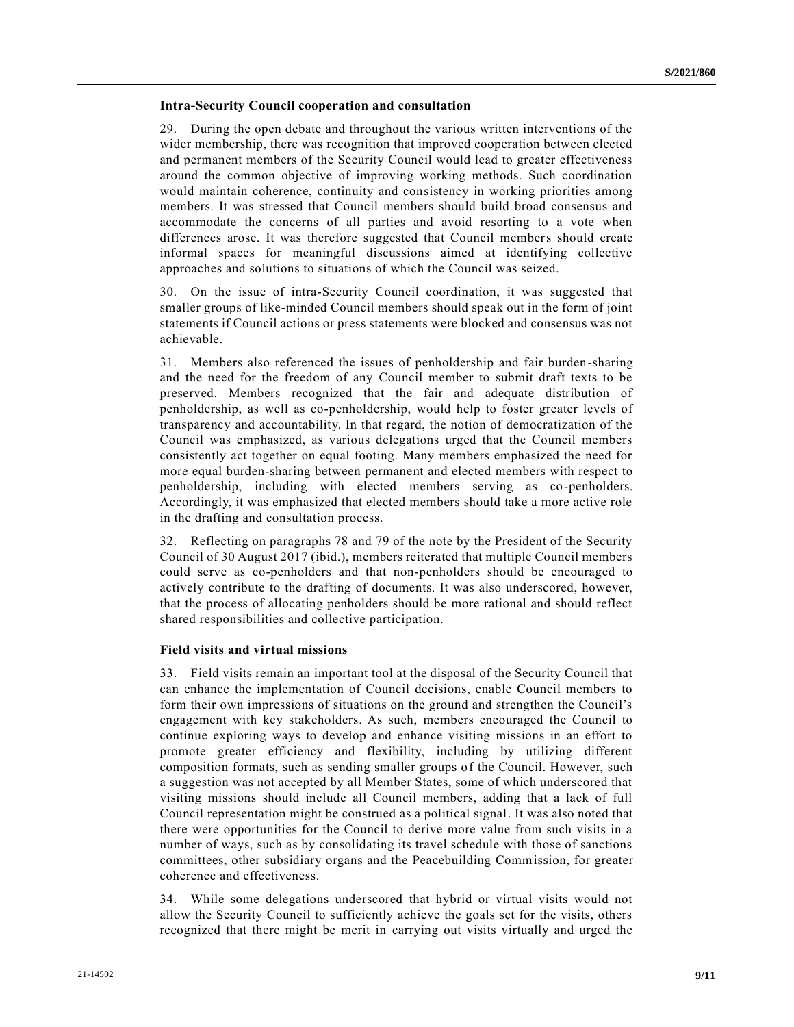### Intra-Security Council cooperation and consultation

29. During the open debate and throughout the various written interventions of the wider membership, there was recognition that improved cooperation between elected and permanent members of the Security Council would lead to greater effectiveness around the common objective of improving working methods. Such coordination would maintain coherence, continuity and consistency in working priorities among members. It was stressed that Council members should build broad consensus and accommodate the concerns of all parties and avoid resorting to a vote when differences arose. It was therefore suggested that Council members should create informal spaces for meaningful discussions aimed at identifying collective approaches and solutions to situations of which the Council was seized.

30. On the issue of intra-Security Council coordination, it was suggested that smaller groups of like-minded Council members should speak out in the form of joint statements if Council actions or press statements were blocked and consensus was not achievable.

31. Members also referenced the issues of penholdership and fair burden-sharing and the need for the freedom of any Council member to submit draft texts to be preserved. Members recognized that the fair and adequate distribution of penholdership, as well as co-penholdership, would help to foster greater levels of transparency and accountability. In that regard, the notion of democratization of the Council was emphasized, as various delegations urged that the Council members consistently act together on equal footing. Many members emphasized the need for more equal burden-sharing between permanent and elected members with respect to penholdership, including with elected members serving as co-penholders. Accordingly, it was emphasized that elected members should take a more active role in the drafting and consultation process.

32. Reflecting on paragraphs 78 and 79 of the note by the President of the Security Council of 30 August 2017 (ibid.), members reiterated that multiple Council members could serve as co-penholders and that non-penholders should be encouraged to actively contribute to the drafting of documents. It was also underscored, however, that the process of allocating penholders should be more rational and should reflect shared responsibilities and collective participation.

### Field visits and virtual missions

33. Field visits remain an important tool at the disposal of the Security Council that can enhance the implementation of Council decisions, enable Council members to form their own impressions of situations on the ground and strengthen the Council's engagement with key stakeholders. As such, members encouraged the Council to continue exploring ways to develop and enhance visiting missions in an effort to promote greater efficiency and flexibility, including by utilizing different composition formats, such as sending smaller groups of the Council. However, such a suggestion was not accepted by all Member States, some of which underscored that visiting missions should include all Council members, adding that a lack of full Council representation might be construed as a political signal. It was also noted that there were opportunities for the Council to derive more value from such visits in a number of ways, such as by consolidating its travel schedule with those of sanctions committees, other subsidiary organs and the Peacebuilding Commission, for greater coherence and effectiveness.

34. While some delegations underscored that hybrid or virtual visits would not allow the Security Council to sufficiently achieve the goals set for the visits, others recognized that there might be merit in carrying out visits virtually and urged the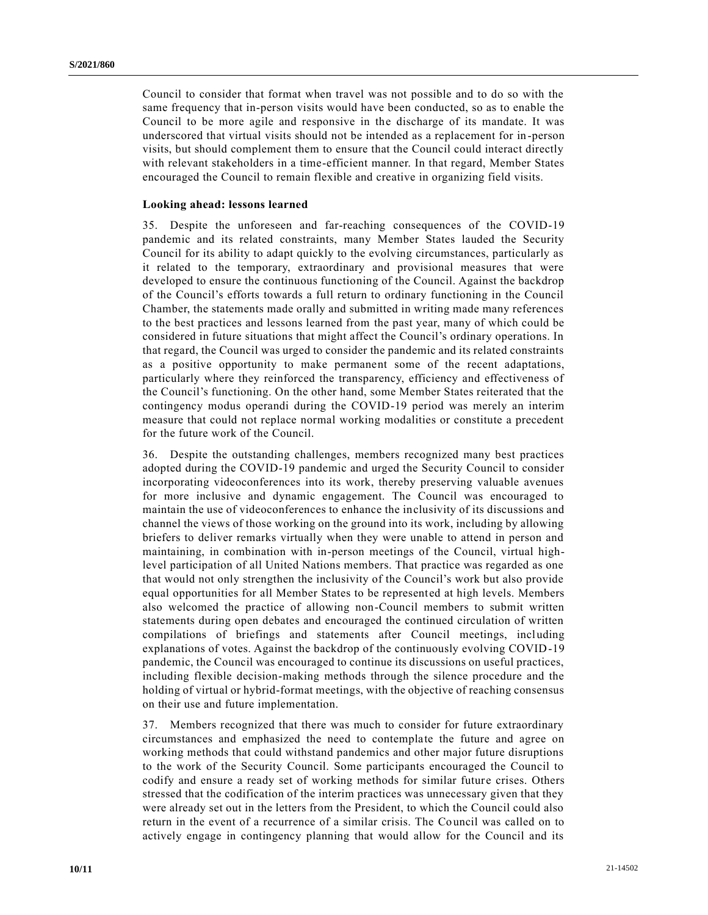Council to consider that format when travel was not possible and to do so with the same frequency that in-person visits would have been conducted, so as to enable the Council to be more agile and responsive in the discharge of its mandate. It was underscored that virtual visits should not be intended as a replacement for in-person visits, but should complement them to ensure that the Council could interact directly with relevant stakeholders in a time-efficient manner. In that regard, Member States encouraged the Council to remain flexible and creative in organizing field visits.

**Looking ahead: lessons learned**

35. Despite the unforeseen and far-reaching consequences of the COVID-19 pandemic and its related constraints, many Member States lauded the Security Council for its ability to adapt quickly to the evolving circumstances, particularly as it related to the temporary, extraordinary and provisional measures that were developed to ensure the continuous functioning of the Council. Against the backdrop of the Council's efforts towards a full return to ordinary functioning in the Council Chamber, the statements made orally and submitted in writing made many references to the best practices and lessons learned from the past year, many of which could be considered in future situations that might affect the Council's ordinary operations. In that regard, the Council was urged to consider the pandemic and its related constraints as a positive opportunity to make permanent some of the recent adaptations, particularly where they reinforced the transparency, efficiency and effectiveness of the Council's functioning. On the other hand, some Member States reiterated that the contingency modus operandi during the COVID-19 period was merely an interim measure that could not replace normal working modalities or constitute a precedent for the future work of the Council.

36. Despite the outstanding challenges, members recognized many best practices adopted during the COVID-19 pandemic and urged the Security Council to consider incorporating videoconferences into its work, thereby preserving valuable avenues for more inclusive and dynamic engagement. The Council was encouraged to maintain the use of videoconferences to enhance the inclusivity of its discussions and channel the views of those working on the ground into its work, including by allowing briefers to deliver remarks virtually when they were unable to attend in person and maintaining, in combination with in-person meetings of the Council, virtual high-level participation of all United Nations members. That practice was regarded as one that would not only strengthen the inclusivity of the Council's work but also provide equal opportunities for all Member States to be represented at high levels. Members also welcomed the practice of allowing non-Council members to submit written statements during open debates and encouraged the continued circulation of written compilations of briefings and statements after Council meetings, including explanations of votes. Against the backdrop of the continuously evolving COVID-19 pandemic, the Council was encouraged to continue its discussions on useful practices, including flexible decision-making methods through the silence procedure and the holding of virtual or hybrid-format meetings, with the objective of reaching consensus on their use and future implementation.

37. Members recognized that there was much to consider for future extraordinary circumstances and emphasized the need to contemplate the future and agree on working methods that could withstand pandemics and other major future disruptions to the work of the Security Council. Some participants encouraged the Council to codify and ensure a ready set of working methods for similar future crises. Others stressed that the codification of the interim practices was unnecessary given that they were already set out in the letters from the President, to which the Council could also return in the event of a recurrence of a similar crisis. The Council was called on to actively engage in contingency planning that would allow for the Council and its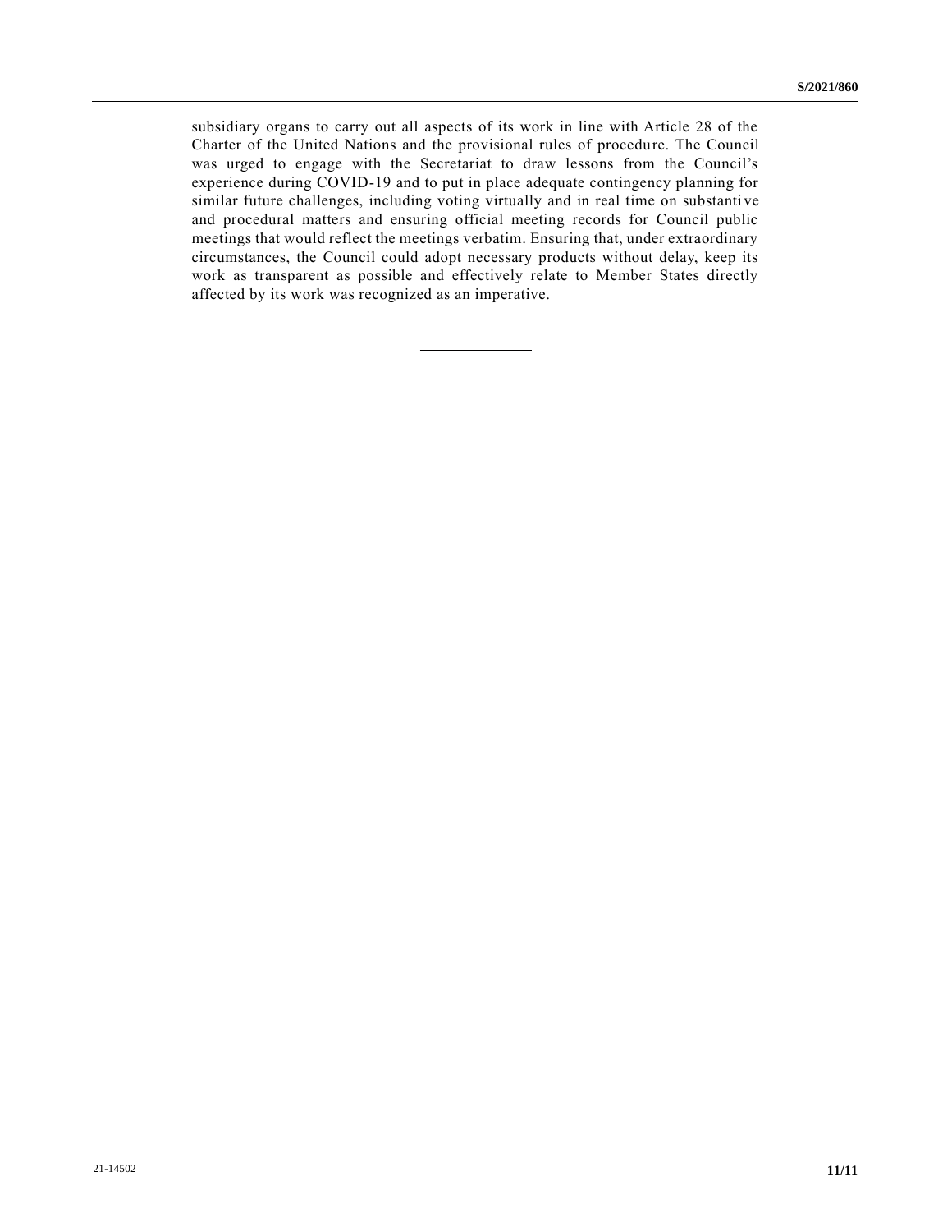subsidiary organs to carry out all aspects of its work in line with Article 28 of the Charter of the United Nations and the provisional rules of procedure. The Council was urged to engage with the Secretariat to draw lessons from the Council's experience during COVID-19 and to put in place adequate contingency planning for similar future challenges, including voting virtually and in real time on substantive and procedural matters and ensuring official meeting records for Council public meetings that would reflect the meetings verbatim. Ensuring that, under extraordinary circumstances, the Council could adopt necessary products without delay, keep its work as transparent as possible and effectively relate to Member States directly affected by its work was recognized as an imperative.